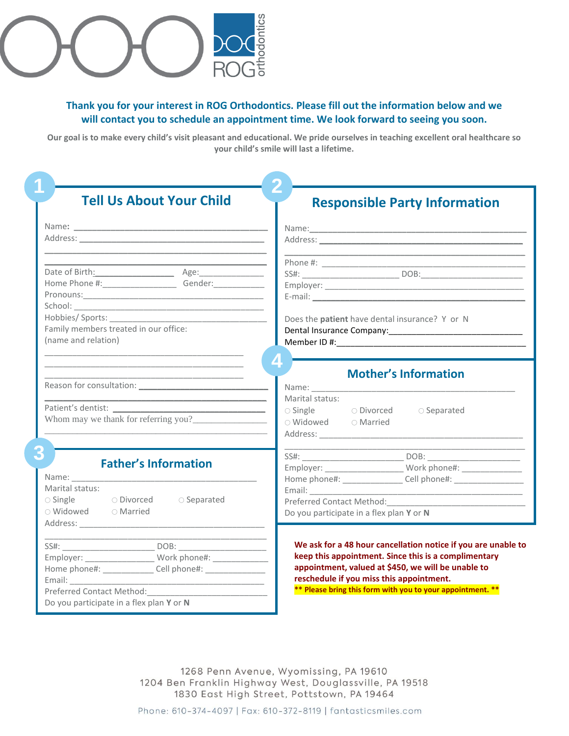ROG orthodontics

**Thank you for your interest in ROG Orthodontics. Please fill out the information below and we will contact you to schedule an appointment time. We look forward to seeing you soon.**

**Our goal is to make every child's visit pleasant and educational. We pride ourselves in teaching excellent oral healthcare so your child's smile will last a lifetime.**

## 1 Tell Us About Your Child

Name: ____________________________________________

Address: __________________________________________

__________________________________________________

Date of Birth: ________________ Age: ______________

Home Phone #: ________________ Gender: ___________

Pronouns: __________________________________________

School: ____________________________________________

Hobbies/ Sports: ____________________________________

Family members treated in our office:
(name and relation)

__________________________________________________

__________________________________________________

__________________________________________________

Reason for consultation: ____________________________

__________________________________________________

Patient's dentist: ___________________________________

Whom may we thank for referring you? _______________

__________________________________________________

## 2 Responsible Party Information

Name: _____________________________________________

Address: ___________________________________________

__________________________________________________

Phone #: ___________________________________________

SS#: ____________________ DOB: ____________________

Employer: __________________________________________

E-mail: ____________________________________________

Does the **patient** have dental insurance? Y or N

Dental Insurance Company: ___________________________

Member ID #: _______________________________________

## 3 Father's Information

Name: _____________________________________________

Marital status:

○ Single ○ Divorced ○ Separated

○ Widowed ○ Married

Address: ___________________________________________

__________________________________________________

SS#: ____________________ DOB: ____________________

Employer: _______________ Work phone#: ____________

Home phone#: ___________ Cell phone#: _____________

Email: _____________________________________________

Preferred Contact Method: ____________________________

Do you participate in a flex plan **Y** or **N**

## 4 Mother's Information

Name: _____________________________________________

Marital status:

○ Single ○ Divorced ○ Separated

○ Widowed ○ Married

Address: ___________________________________________

__________________________________________________

SS#: ____________________ DOB: ____________________

Employer: _______________ Work phone#: ____________

Home phone#: ___________ Cell phone#: _____________

Email: _____________________________________________

Preferred Contact Method: ____________________________

Do you participate in a flex plan **Y** or **N**

**We ask for a 48 hour cancellation notice if you are unable to keep this appointment. Since this is a complimentary appointment, valued at $450, we will be unable to reschedule if you miss this appointment.**

**\*\* Please bring this form with you to your appointment. \*\***

1268 Penn Avenue, Wyomissing, PA 19610
1204 Ben Franklin Highway West, Douglassville, PA 19518
1830 East High Street, Pottstown, PA 19464

Phone: 610-374-4097 | Fax: 610-372-8119 | fantasticsmiles.com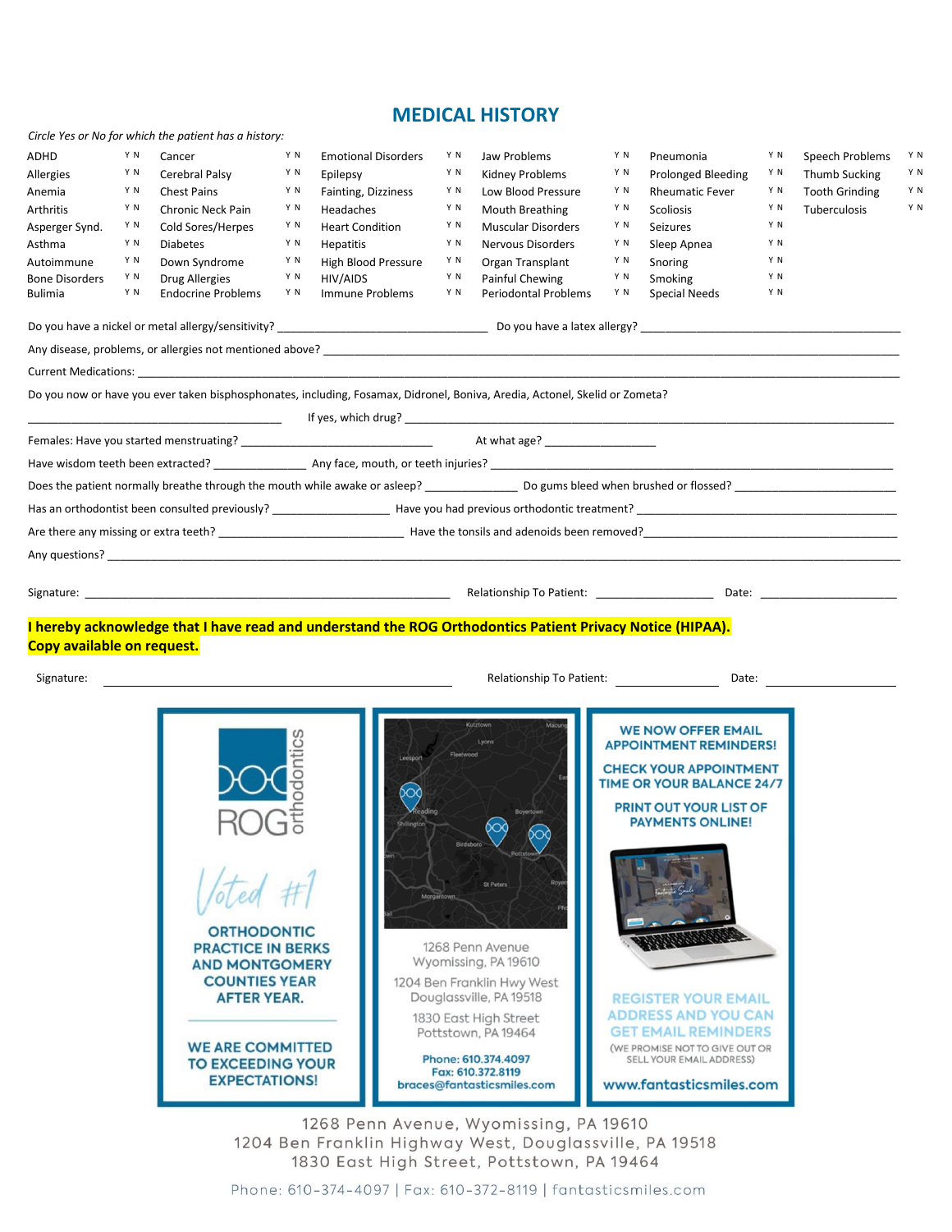# MEDICAL HISTORY

*Circle Yes or No for which the patient has a history:*

| | | | | | | | | | | | |
|---|---|---|---|---|---|---|---|---|---|---|---|
| ADHD | Y N | Cancer | Y N | Emotional Disorders | Y N | Jaw Problems | Y N | Pneumonia | Y N | Speech Problems | Y N |
| Allergies | Y N | Cerebral Palsy | Y N | Epilepsy | Y N | Kidney Problems | Y N | Prolonged Bleeding | Y N | Thumb Sucking | Y N |
| Anemia | Y N | Chest Pains | Y N | Fainting, Dizziness | Y N | Low Blood Pressure | Y N | Rheumatic Fever | Y N | Tooth Grinding | Y N |
| Arthritis | Y N | Chronic Neck Pain | Y N | Headaches | Y N | Mouth Breathing | Y N | Scoliosis | Y N | Tuberculosis | Y N |
| Asperger Synd. | Y N | Cold Sores/Herpes | Y N | Heart Condition | Y N | Muscular Disorders | Y N | Seizures | Y N | | |
| Asthma | Y N | Diabetes | Y N | Hepatitis | Y N | Nervous Disorders | Y N | Sleep Apnea | Y N | | |
| Autoimmune | Y N | Down Syndrome | Y N | High Blood Pressure | Y N | Organ Transplant | Y N | Snoring | Y N | | |
| Bone Disorders | Y N | Drug Allergies | Y N | HIV/AIDS | Y N | Painful Chewing | Y N | Smoking | Y N | | |
| Bulimia | Y N | Endocrine Problems | Y N | Immune Problems | Y N | Periodontal Problems | Y N | Special Needs | Y N | | |

Do you have a nickel or metal allergy/sensitivity? ________________________ Do you have a latex allergy? ________________________

Any disease, problems, or allergies not mentioned above? ________________________________________________

Current Medications: ________________________________________________

Do you now or have you ever taken bisphosphonates, including, Fosamax, Didronel, Boniva, Aredia, Actonel, Skelid or Zometa?

________________________ If yes, which drug? ________________________________________________

Females: Have you started menstruating? ________________________ At what age? ______________

Have wisdom teeth been extracted? ______________ Any face, mouth, or teeth injuries? ________________________

Does the patient normally breathe through the mouth while awake or asleep? ______________ Do gums bleed when brushed or flossed? ________________________

Has an orthodontist been consulted previously? ______________ Have you had previous orthodontic treatment? ________________________

Are there any missing or extra teeth? ________________________ Have the tonsils and adenoids been removed? ________________________

Any questions? ________________________________________________

Signature: ________________________________ Relationship To Patient: ______________ Date: ______________

**I hereby acknowledge that I have read and understand the ROG Orthodontics Patient Privacy Notice (HIPAA). Copy available on request.**

Signature: ________________________________ Relationship To Patient: ______________ Date: ______________

ROG orthodontics

Voted #1

ORTHODONTIC PRACTICE IN BERKS AND MONTGOMERY COUNTIES YEAR AFTER YEAR.

WE ARE COMMITTED TO EXCEEDING YOUR EXPECTATIONS!

1268 Penn Avenue
Wyomissing, PA 19610

1204 Ben Franklin Hwy West
Douglassville, PA 19518

1830 East High Street
Pottstown, PA 19464

Phone: 610.374.4097
Fax: 610.372.8119
braces@fantasticsmiles.com

WE NOW OFFER EMAIL APPOINTMENT REMINDERS!

CHECK YOUR APPOINTMENT TIME OR YOUR BALANCE 24/7

PRINT OUT YOUR LIST OF PAYMENTS ONLINE!

REGISTER YOUR EMAIL ADDRESS AND YOU CAN GET EMAIL REMINDERS

(WE PROMISE NOT TO GIVE OUT OR SELL YOUR EMAIL ADDRESS)

www.fantasticsmiles.com

1268 Penn Avenue, Wyomissing, PA 19610
1204 Ben Franklin Highway West, Douglassville, PA 19518
1830 East High Street, Pottstown, PA 19464

Phone: 610-374-4097 | Fax: 610-372-8119 | fantasticsmiles.com